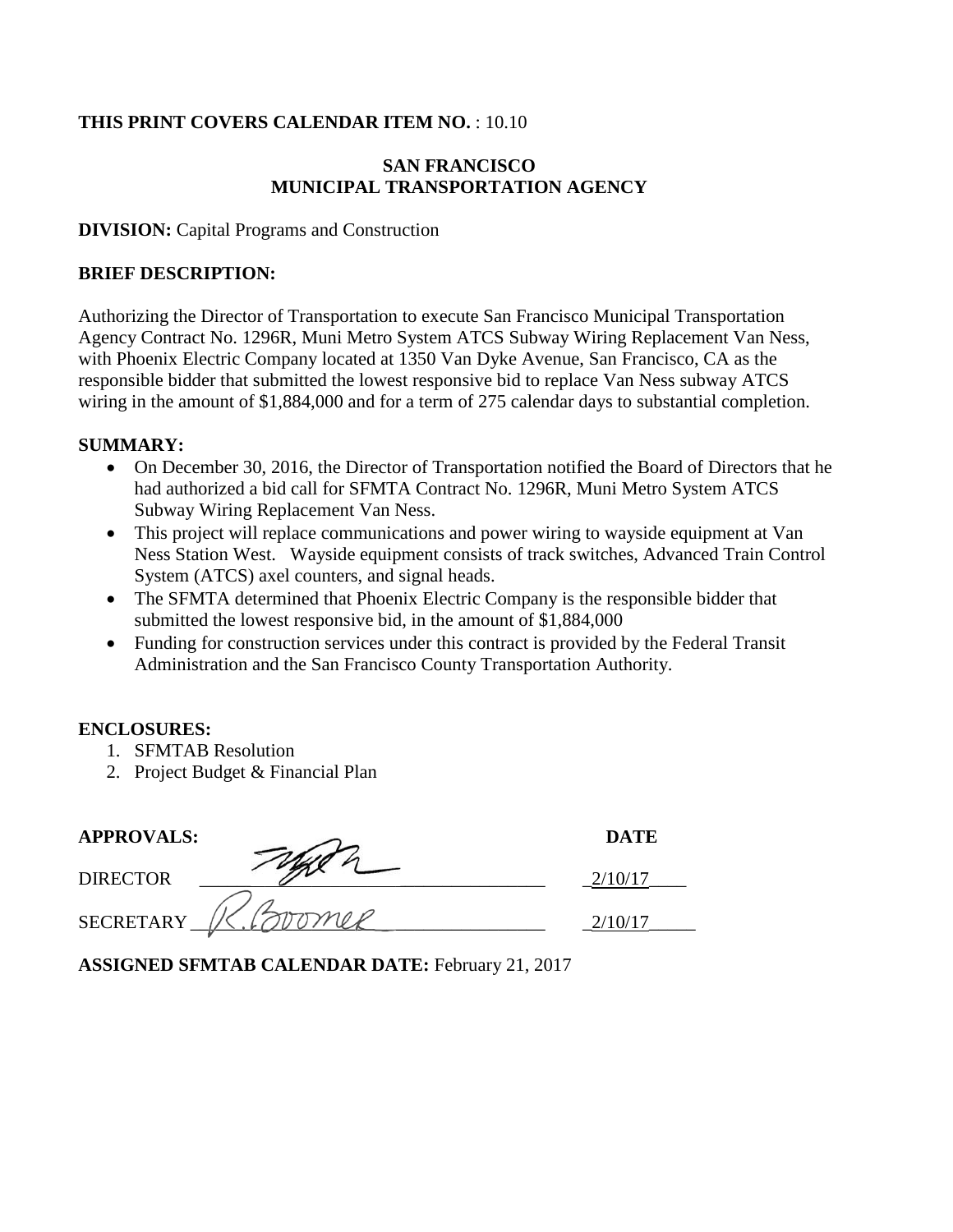**THIS PRINT COVERS CALENDAR ITEM NO.** : 10.10

**SAN FRANCISCO**
**MUNICIPAL TRANSPORTATION AGENCY**

**DIVISION:** Capital Programs and Construction

**BRIEF DESCRIPTION:**

Authorizing the Director of Transportation to execute San Francisco Municipal Transportation Agency Contract No. 1296R, Muni Metro System ATCS Subway Wiring Replacement Van Ness, with Phoenix Electric Company located at 1350 Van Dyke Avenue, San Francisco, CA as the responsible bidder that submitted the lowest responsive bid to replace Van Ness subway ATCS wiring in the amount of $1,884,000 and for a term of 275 calendar days to substantial completion.

**SUMMARY:**

- On December 30, 2016, the Director of Transportation notified the Board of Directors that he had authorized a bid call for SFMTA Contract No. 1296R, Muni Metro System ATCS Subway Wiring Replacement Van Ness.
- This project will replace communications and power wiring to wayside equipment at Van Ness Station West. Wayside equipment consists of track switches, Advanced Train Control System (ATCS) axel counters, and signal heads.
- The SFMTA determined that Phoenix Electric Company is the responsible bidder that submitted the lowest responsive bid, in the amount of $1,884,000
- Funding for construction services under this contract is provided by the Federal Transit Administration and the San Francisco County Transportation Authority.

**ENCLOSURES:**

1. SFMTAB Resolution
2. Project Budget & Financial Plan

| **APPROVALS:** | | **DATE** |
|---|---|---|
| DIRECTOR | [signature] | 2/10/17 |
| SECRETARY | R. Boomer | 2/10/17 |

**ASSIGNED SFMTAB CALENDAR DATE:** February 21, 2017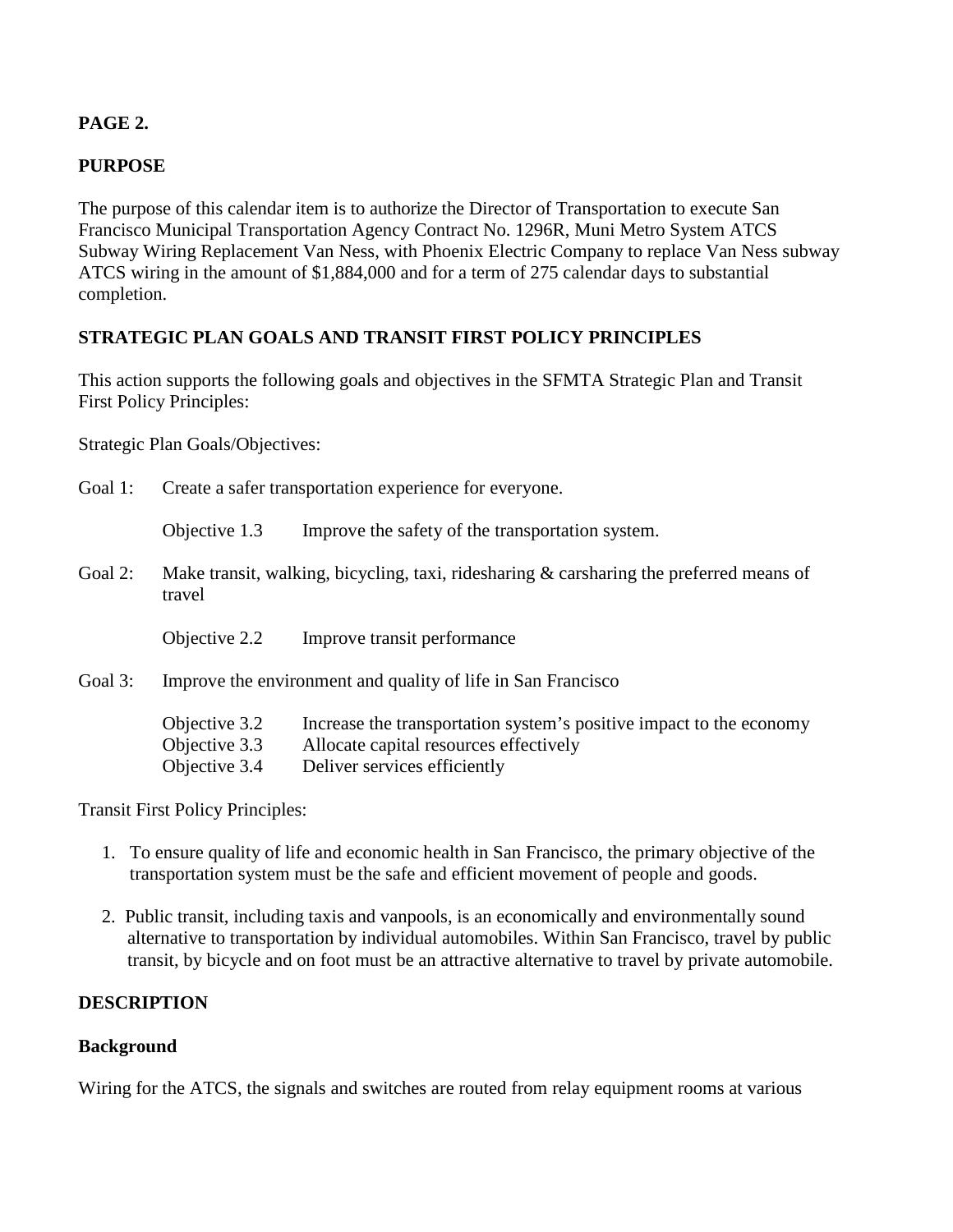**PAGE 2.**

**PURPOSE**

The purpose of this calendar item is to authorize the Director of Transportation to execute San Francisco Municipal Transportation Agency Contract No. 1296R, Muni Metro System ATCS Subway Wiring Replacement Van Ness, with Phoenix Electric Company to replace Van Ness subway ATCS wiring in the amount of $1,884,000 and for a term of 275 calendar days to substantial completion.

**STRATEGIC PLAN GOALS AND TRANSIT FIRST POLICY PRINCIPLES**

This action supports the following goals and objectives in the SFMTA Strategic Plan and Transit First Policy Principles:

Strategic Plan Goals/Objectives:

Goal 1: Create a safer transportation experience for everyone.

Objective 1.3 Improve the safety of the transportation system.

Goal 2: Make transit, walking, bicycling, taxi, ridesharing & carsharing the preferred means of travel

Objective 2.2 Improve transit performance

Goal 3: Improve the environment and quality of life in San Francisco

Objective 3.2 Increase the transportation system's positive impact to the economy
Objective 3.3 Allocate capital resources effectively
Objective 3.4 Deliver services efficiently

Transit First Policy Principles:

1. To ensure quality of life and economic health in San Francisco, the primary objective of the transportation system must be the safe and efficient movement of people and goods.

2. Public transit, including taxis and vanpools, is an economically and environmentally sound alternative to transportation by individual automobiles. Within San Francisco, travel by public transit, by bicycle and on foot must be an attractive alternative to travel by private automobile.

**DESCRIPTION**

**Background**

Wiring for the ATCS, the signals and switches are routed from relay equipment rooms at various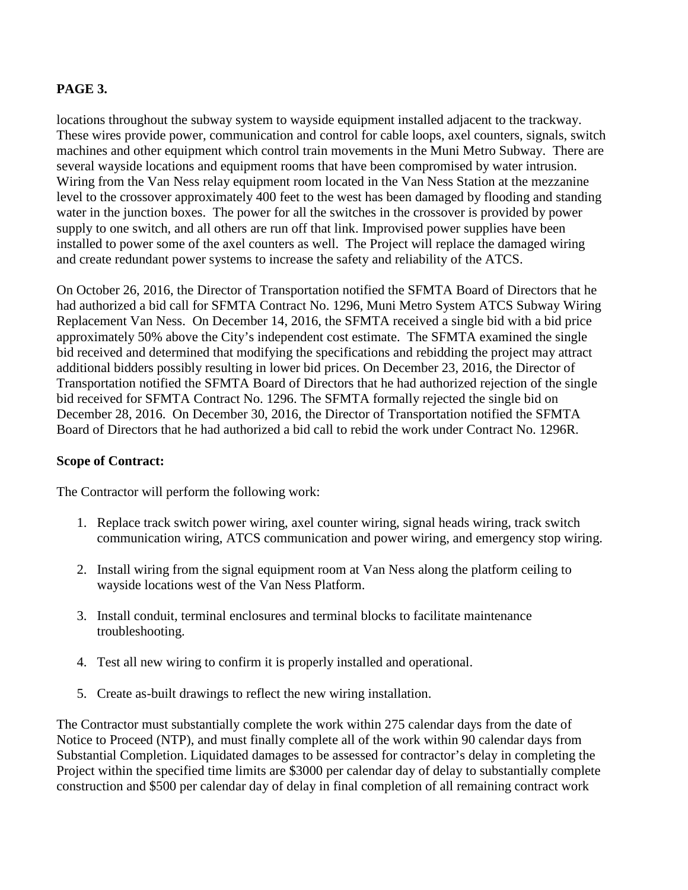locations throughout the subway system to wayside equipment installed adjacent to the trackway. These wires provide power, communication and control for cable loops, axel counters, signals, switch machines and other equipment which control train movements in the Muni Metro Subway. There are several wayside locations and equipment rooms that have been compromised by water intrusion. Wiring from the Van Ness relay equipment room located in the Van Ness Station at the mezzanine level to the crossover approximately 400 feet to the west has been damaged by flooding and standing water in the junction boxes. The power for all the switches in the crossover is provided by power supply to one switch, and all others are run off that link. Improvised power supplies have been installed to power some of the axel counters as well. The Project will replace the damaged wiring and create redundant power systems to increase the safety and reliability of the ATCS.

On October 26, 2016, the Director of Transportation notified the SFMTA Board of Directors that he had authorized a bid call for SFMTA Contract No. 1296, Muni Metro System ATCS Subway Wiring Replacement Van Ness. On December 14, 2016, the SFMTA received a single bid with a bid price approximately 50% above the City's independent cost estimate. The SFMTA examined the single bid received and determined that modifying the specifications and rebidding the project may attract additional bidders possibly resulting in lower bid prices. On December 23, 2016, the Director of Transportation notified the SFMTA Board of Directors that he had authorized rejection of the single bid received for SFMTA Contract No. 1296. The SFMTA formally rejected the single bid on December 28, 2016. On December 30, 2016, the Director of Transportation notified the SFMTA Board of Directors that he had authorized a bid call to rebid the work under Contract No. 1296R.

**Scope of Contract:**

The Contractor will perform the following work:

1. Replace track switch power wiring, axel counter wiring, signal heads wiring, track switch communication wiring, ATCS communication and power wiring, and emergency stop wiring.

2. Install wiring from the signal equipment room at Van Ness along the platform ceiling to wayside locations west of the Van Ness Platform.

3. Install conduit, terminal enclosures and terminal blocks to facilitate maintenance troubleshooting.

4. Test all new wiring to confirm it is properly installed and operational.

5. Create as-built drawings to reflect the new wiring installation.

The Contractor must substantially complete the work within 275 calendar days from the date of Notice to Proceed (NTP), and must finally complete all of the work within 90 calendar days from Substantial Completion. Liquidated damages to be assessed for contractor's delay in completing the Project within the specified time limits are $3000 per calendar day of delay to substantially complete construction and $500 per calendar day of delay in final completion of all remaining contract work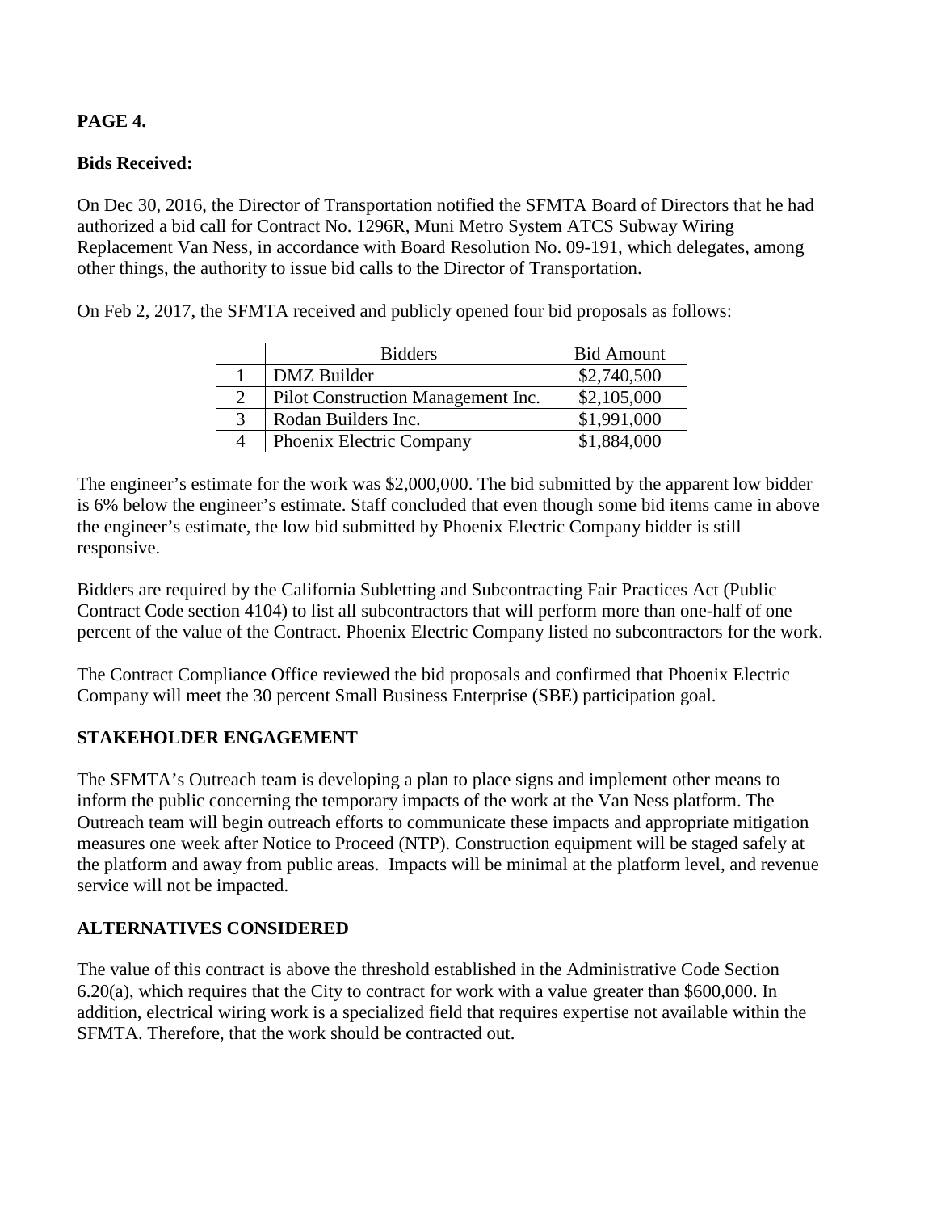**PAGE 4.**

**Bids Received:**

On Dec 30, 2016, the Director of Transportation notified the SFMTA Board of Directors that he had authorized a bid call for Contract No. 1296R, Muni Metro System ATCS Subway Wiring Replacement Van Ness, in accordance with Board Resolution No. 09-191, which delegates, among other things, the authority to issue bid calls to the Director of Transportation.

On Feb 2, 2017, the SFMTA received and publicly opened four bid proposals as follows:

| | Bidders | Bid Amount |
|---|---|---|
| 1 | DMZ Builder | \$2,740,500 |
| 2 | Pilot Construction Management Inc. | \$2,105,000 |
| 3 | Rodan Builders Inc. | \$1,991,000 |
| 4 | Phoenix Electric Company | \$1,884,000 |

The engineer's estimate for the work was \$2,000,000. The bid submitted by the apparent low bidder is 6% below the engineer's estimate. Staff concluded that even though some bid items came in above the engineer's estimate, the low bid submitted by Phoenix Electric Company bidder is still responsive.

Bidders are required by the California Subletting and Subcontracting Fair Practices Act (Public Contract Code section 4104) to list all subcontractors that will perform more than one-half of one percent of the value of the Contract. Phoenix Electric Company listed no subcontractors for the work.

The Contract Compliance Office reviewed the bid proposals and confirmed that Phoenix Electric Company will meet the 30 percent Small Business Enterprise (SBE) participation goal.

## STAKEHOLDER ENGAGEMENT

The SFMTA's Outreach team is developing a plan to place signs and implement other means to inform the public concerning the temporary impacts of the work at the Van Ness platform. The Outreach team will begin outreach efforts to communicate these impacts and appropriate mitigation measures one week after Notice to Proceed (NTP). Construction equipment will be staged safely at the platform and away from public areas. Impacts will be minimal at the platform level, and revenue service will not be impacted.

## ALTERNATIVES CONSIDERED

The value of this contract is above the threshold established in the Administrative Code Section 6.20(a), which requires that the City to contract for work with a value greater than \$600,000. In addition, electrical wiring work is a specialized field that requires expertise not available within the SFMTA. Therefore, that the work should be contracted out.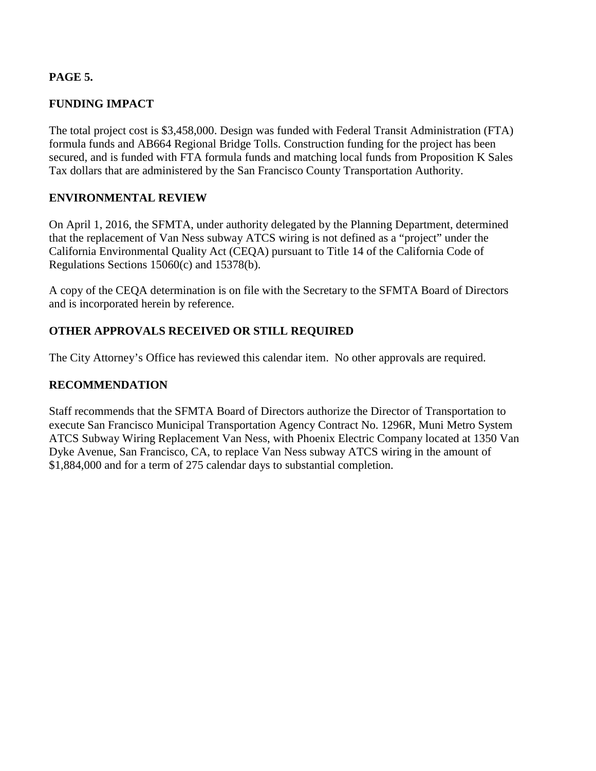**PAGE 5.**

## FUNDING IMPACT

The total project cost is $3,458,000. Design was funded with Federal Transit Administration (FTA) formula funds and AB664 Regional Bridge Tolls. Construction funding for the project has been secured, and is funded with FTA formula funds and matching local funds from Proposition K Sales Tax dollars that are administered by the San Francisco County Transportation Authority.

## ENVIRONMENTAL REVIEW

On April 1, 2016, the SFMTA, under authority delegated by the Planning Department, determined that the replacement of Van Ness subway ATCS wiring is not defined as a "project" under the California Environmental Quality Act (CEQA) pursuant to Title 14 of the California Code of Regulations Sections 15060(c) and 15378(b).

A copy of the CEQA determination is on file with the Secretary to the SFMTA Board of Directors and is incorporated herein by reference.

## OTHER APPROVALS RECEIVED OR STILL REQUIRED

The City Attorney's Office has reviewed this calendar item. No other approvals are required.

## RECOMMENDATION

Staff recommends that the SFMTA Board of Directors authorize the Director of Transportation to execute San Francisco Municipal Transportation Agency Contract No. 1296R, Muni Metro System ATCS Subway Wiring Replacement Van Ness, with Phoenix Electric Company located at 1350 Van Dyke Avenue, San Francisco, CA, to replace Van Ness subway ATCS wiring in the amount of $1,884,000 and for a term of 275 calendar days to substantial completion.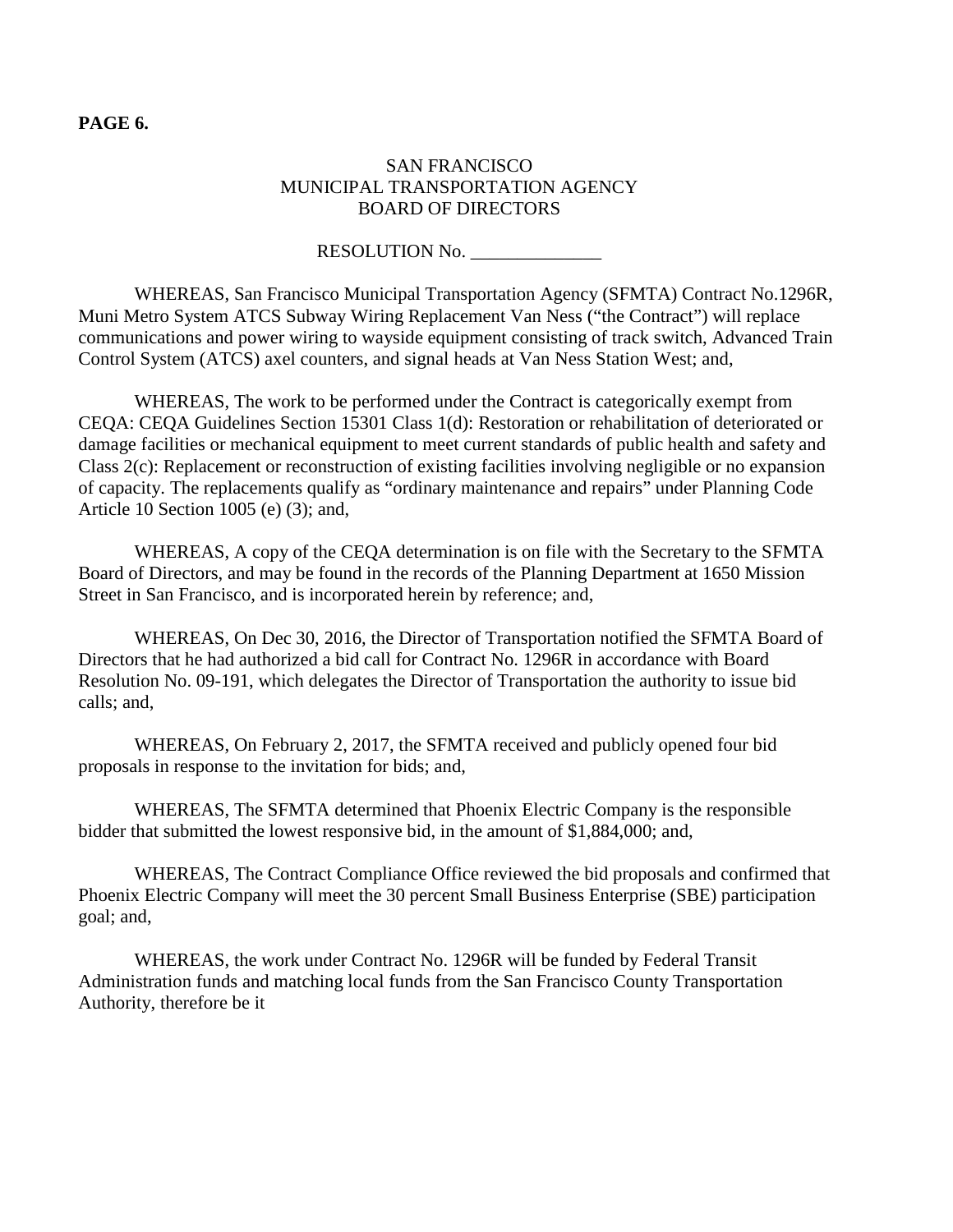**PAGE 6.**

SAN FRANCISCO
MUNICIPAL TRANSPORTATION AGENCY
BOARD OF DIRECTORS

RESOLUTION No. ______________

WHEREAS, San Francisco Municipal Transportation Agency (SFMTA) Contract No.1296R, Muni Metro System ATCS Subway Wiring Replacement Van Ness ("the Contract") will replace communications and power wiring to wayside equipment consisting of track switch, Advanced Train Control System (ATCS) axel counters, and signal heads at Van Ness Station West; and,

WHEREAS, The work to be performed under the Contract is categorically exempt from CEQA: CEQA Guidelines Section 15301 Class 1(d): Restoration or rehabilitation of deteriorated or damage facilities or mechanical equipment to meet current standards of public health and safety and Class 2(c): Replacement or reconstruction of existing facilities involving negligible or no expansion of capacity. The replacements qualify as "ordinary maintenance and repairs" under Planning Code Article 10 Section 1005 (e) (3); and,

WHEREAS, A copy of the CEQA determination is on file with the Secretary to the SFMTA Board of Directors, and may be found in the records of the Planning Department at 1650 Mission Street in San Francisco, and is incorporated herein by reference; and,

WHEREAS, On Dec 30, 2016, the Director of Transportation notified the SFMTA Board of Directors that he had authorized a bid call for Contract No. 1296R in accordance with Board Resolution No. 09-191, which delegates the Director of Transportation the authority to issue bid calls; and,

WHEREAS, On February 2, 2017, the SFMTA received and publicly opened four bid proposals in response to the invitation for bids; and,

WHEREAS, The SFMTA determined that Phoenix Electric Company is the responsible bidder that submitted the lowest responsive bid, in the amount of $1,884,000; and,

WHEREAS, The Contract Compliance Office reviewed the bid proposals and confirmed that Phoenix Electric Company will meet the 30 percent Small Business Enterprise (SBE) participation goal; and,

WHEREAS, the work under Contract No. 1296R will be funded by Federal Transit Administration funds and matching local funds from the San Francisco County Transportation Authority, therefore be it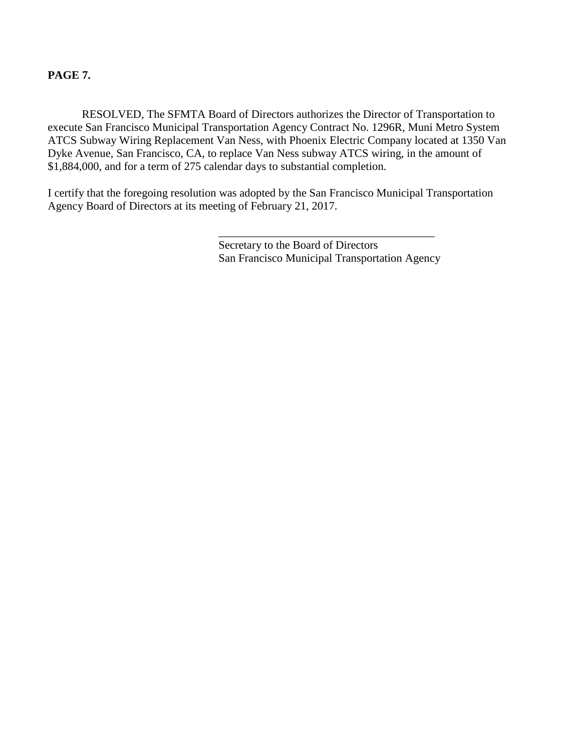**PAGE 7.**

RESOLVED, The SFMTA Board of Directors authorizes the Director of Transportation to execute San Francisco Municipal Transportation Agency Contract No. 1296R, Muni Metro System ATCS Subway Wiring Replacement Van Ness, with Phoenix Electric Company located at 1350 Van Dyke Avenue, San Francisco, CA, to replace Van Ness subway ATCS wiring, in the amount of $1,884,000, and for a term of 275 calendar days to substantial completion.

I certify that the foregoing resolution was adopted by the San Francisco Municipal Transportation Agency Board of Directors at its meeting of February 21, 2017.

\_\_\_\_\_\_\_\_\_\_\_\_\_\_\_\_\_\_\_\_\_\_\_\_\_\_\_\_\_\_\_\_\_\_\_\_\_\_\_

Secretary to the Board of Directors
San Francisco Municipal Transportation Agency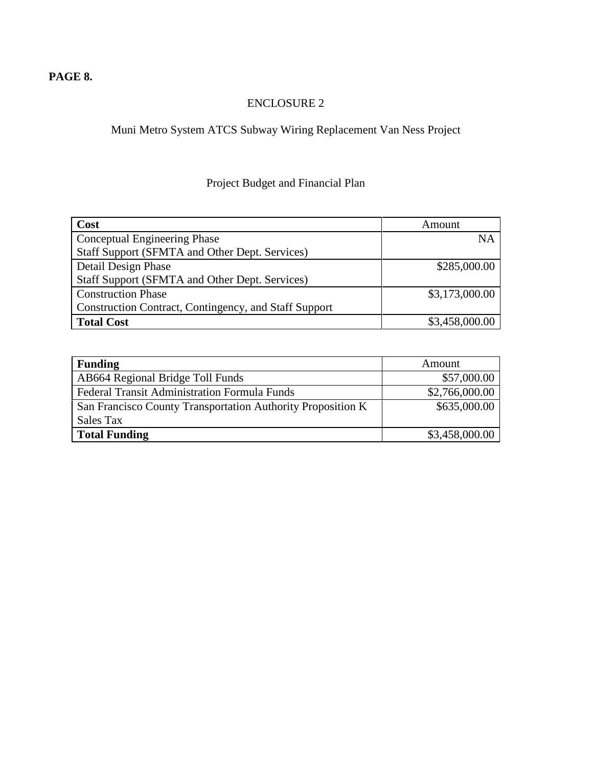**PAGE 8.**

ENCLOSURE 2

Muni Metro System ATCS Subway Wiring Replacement Van Ness Project

Project Budget and Financial Plan

| **Cost** | Amount |
|---|---|
| Conceptual Engineering Phase<br>Staff Support (SFMTA and Other Dept. Services) | NA |
| Detail Design Phase<br>Staff Support (SFMTA and Other Dept. Services) | \$285,000.00 |
| Construction Phase<br>Construction Contract, Contingency, and Staff Support | \$3,173,000.00 |
| **Total Cost** | \$3,458,000.00 |

| **Funding** | Amount |
|---|---|
| AB664 Regional Bridge Toll Funds | \$57,000.00 |
| Federal Transit Administration Formula Funds | \$2,766,000.00 |
| San Francisco County Transportation Authority Proposition K Sales Tax | \$635,000.00 |
| **Total Funding** | \$3,458,000.00 |